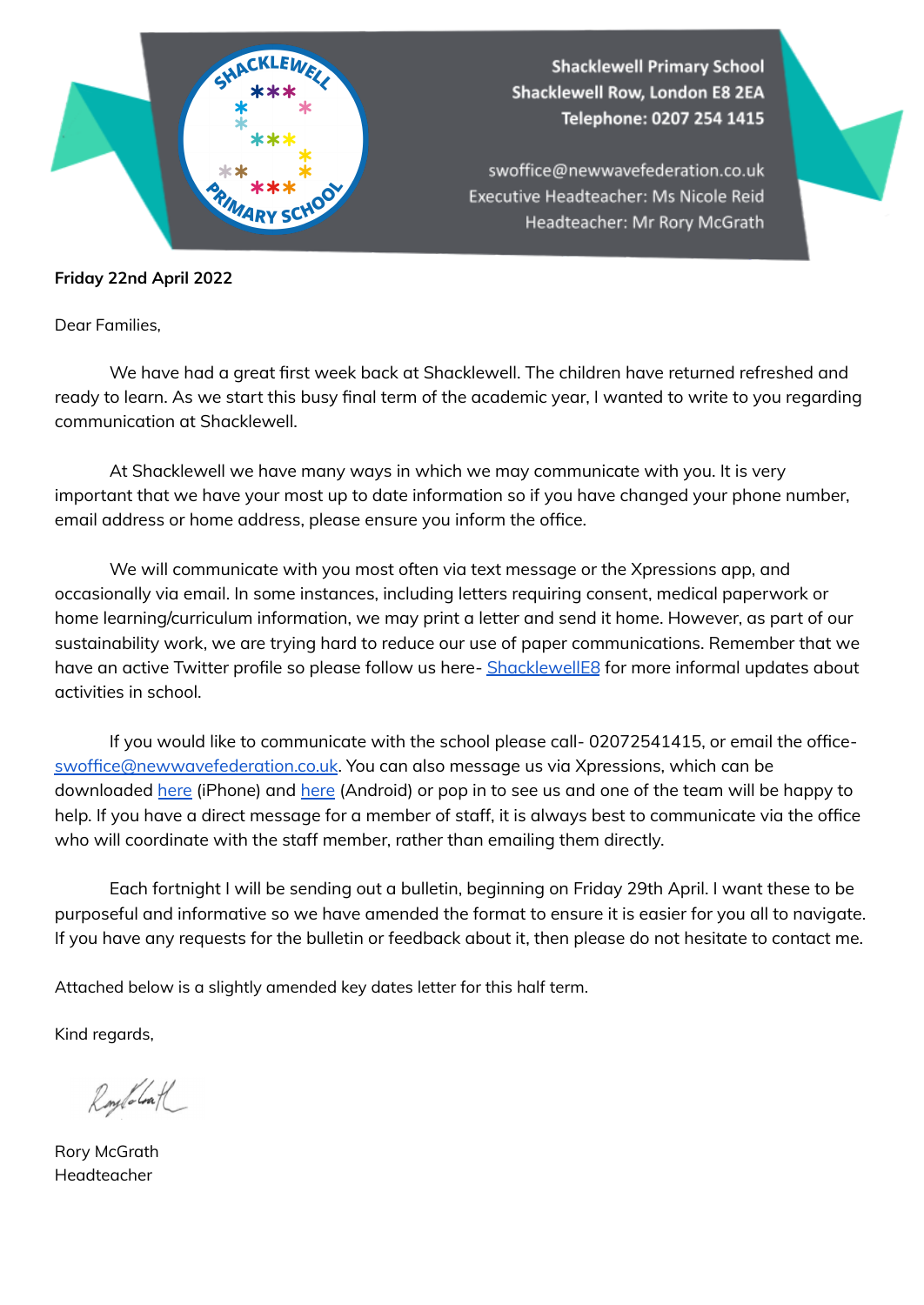Shacklewell Primary School
Shacklewell Row, London E8 2EA
Telephone: 0207 254 1415

swoffice@newwavefederation.co.uk
Executive Headteacher: Ms Nicole Reid
Headteacher: Mr Rory McGrath

**Friday 22nd April 2022**

Dear Families,

We have had a great first week back at Shacklewell. The children have returned refreshed and ready to learn. As we start this busy final term of the academic year, I wanted to write to you regarding communication at Shacklewell.

At Shacklewell we have many ways in which we may communicate with you. It is very important that we have your most up to date information so if you have changed your phone number, email address or home address, please ensure you inform the office.

We will communicate with you most often via text message or the Xpressions app, and occasionally via email. In some instances, including letters requiring consent, medical paperwork or home learning/curriculum information, we may print a letter and send it home. However, as part of our sustainability work, we are trying hard to reduce our use of paper communications. Remember that we have an active Twitter profile so please follow us here- ShacklewellE8 for more informal updates about activities in school.

If you would like to communicate with the school please call- 02072541415, or email the office- swoffice@newwavefederation.co.uk. You can also message us via Xpressions, which can be downloaded here (iPhone) and here (Android) or pop in to see us and one of the team will be happy to help. If you have a direct message for a member of staff, it is always best to communicate via the office who will coordinate with the staff member, rather than emailing them directly.

Each fortnight I will be sending out a bulletin, beginning on Friday 29th April. I want these to be purposeful and informative so we have amended the format to ensure it is easier for you all to navigate. If you have any requests for the bulletin or feedback about it, then please do not hesitate to contact me.

Attached below is a slightly amended key dates letter for this half term.

Kind regards,

Rory McGrath
Headteacher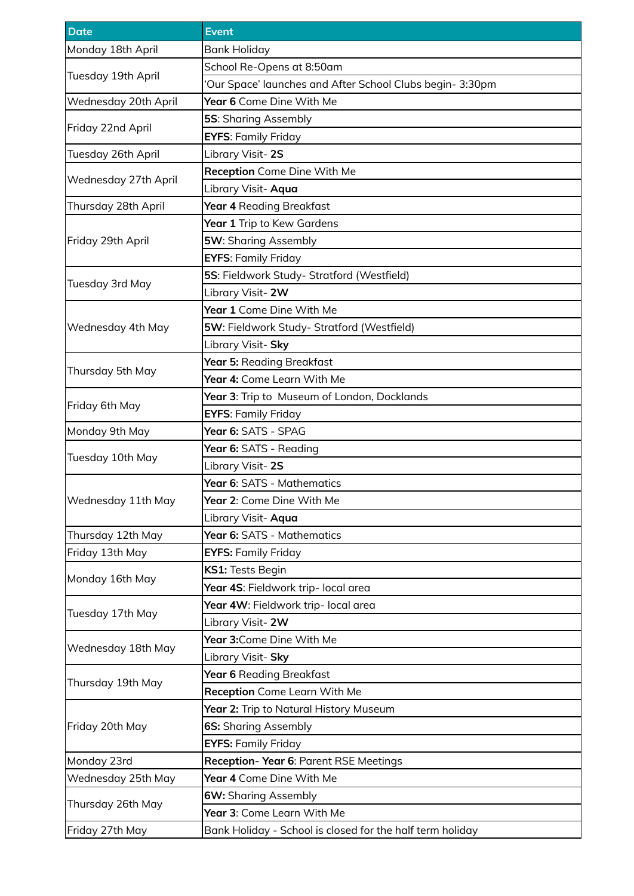| Date | Event |
| --- | --- |
| Monday 18th April | Bank Holiday |
| Tuesday 19th April | School Re-Opens at 8:50am |
| | 'Our Space' launches and After School Clubs begin- 3:30pm |
| Wednesday 20th April | **Year 6** Come Dine With Me |
| Friday 22nd April | **5S**: Sharing Assembly |
| | **EYFS**: Family Friday |
| Tuesday 26th April | Library Visit- **2S** |
| Wednesday 27th April | **Reception** Come Dine With Me |
| | Library Visit- **Aqua** |
| Thursday 28th April | **Year 4** Reading Breakfast |
| Friday 29th April | **Year 1** Trip to Kew Gardens |
| | **5W**: Sharing Assembly |
| | **EYFS**: Family Friday |
| Tuesday 3rd May | **5S**: Fieldwork Study- Stratford (Westfield) |
| | Library Visit- **2W** |
| Wednesday 4th May | **Year 1** Come Dine With Me |
| | **5W**: Fieldwork Study- Stratford (Westfield) |
| | Library Visit- **Sky** |
| Thursday 5th May | **Year 5:** Reading Breakfast |
| | **Year 4:** Come Learn With Me |
| Friday 6th May | **Year 3**: Trip to Museum of London, Docklands |
| | **EYFS**: Family Friday |
| Monday 9th May | **Year 6:** SATS - SPAG |
| Tuesday 10th May | **Year 6:** SATS - Reading |
| | Library Visit- **2S** |
| Wednesday 11th May | **Year 6**: SATS - Mathematics |
| | **Year 2**: Come Dine With Me |
| | Library Visit- **Aqua** |
| Thursday 12th May | **Year 6:** SATS - Mathematics |
| Friday 13th May | **EYFS:** Family Friday |
| Monday 16th May | **KS1:** Tests Begin |
| | **Year 4S**: Fieldwork trip- local area |
| Tuesday 17th May | **Year 4W**: Fieldwork trip- local area |
| | Library Visit- **2W** |
| Wednesday 18th May | **Year 3:**Come Dine With Me |
| | Library Visit- **Sky** |
| Thursday 19th May | **Year 6** Reading Breakfast |
| | **Reception** Come Learn With Me |
| Friday 20th May | **Year 2:** Trip to Natural History Museum |
| | **6S:** Sharing Assembly |
| | **EYFS:** Family Friday |
| Monday 23rd | **Reception- Year 6**: Parent RSE Meetings |
| Wednesday 25th May | **Year 4** Come Dine With Me |
| Thursday 26th May | **6W:** Sharing Assembly |
| | **Year 3**: Come Learn With Me |
| Friday 27th May | Bank Holiday - School is closed for the half term holiday |